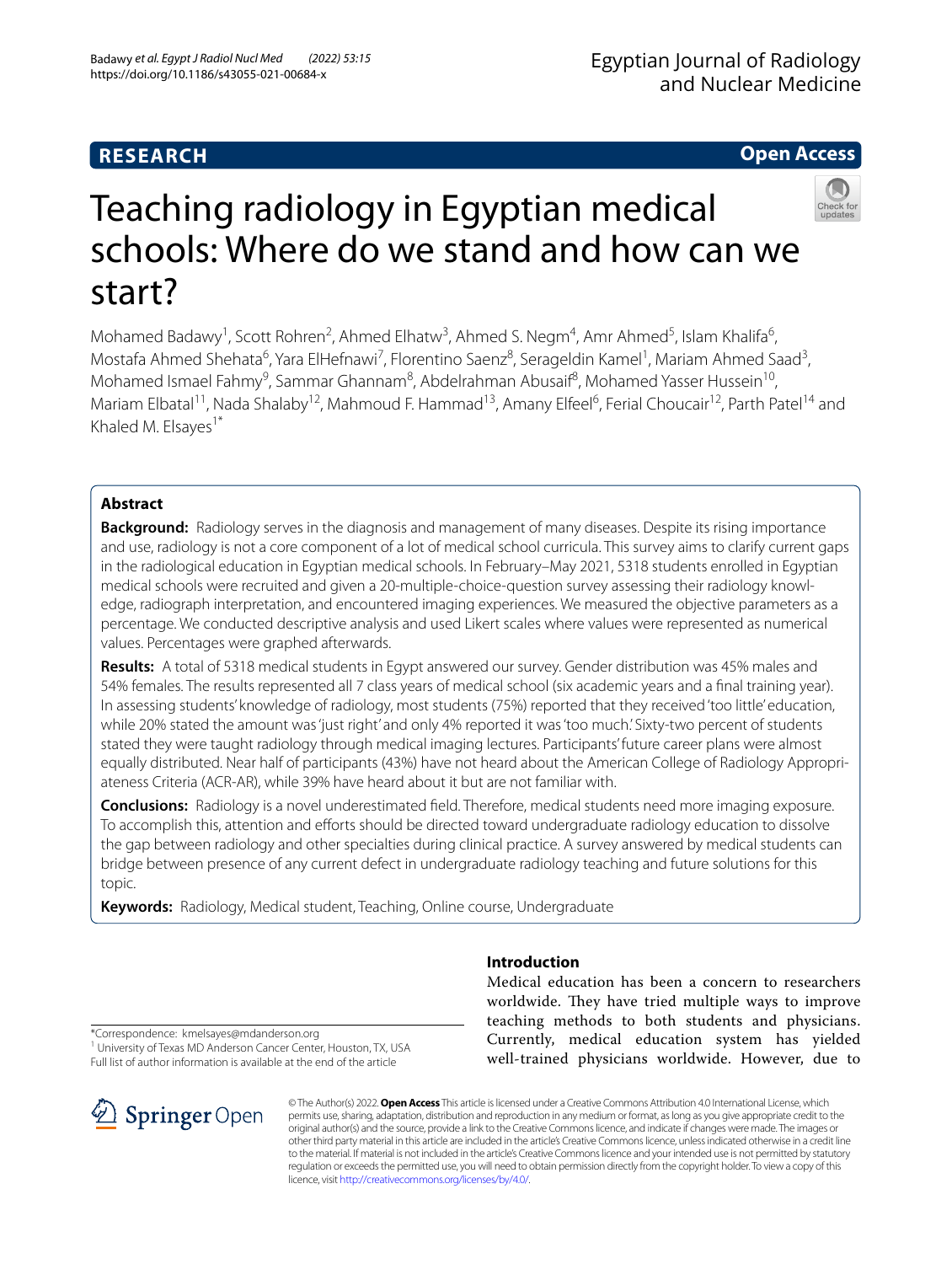RESEARCH

Open Access

# Teaching radiology in Egyptian medical schools: Where do we stand and how can we start?

Mohamed Badawy[1], Scott Rohren[2], Ahmed Elhatw[3], Ahmed S. Negm[4], Amr Ahmed[5], Islam Khalifa[6], Mostafa Ahmed Shehata[6], Yara ElHefnawi[7], Florentino Saenz[8], Serageldin Kamel[1], Mariam Ahmed Saad[3], Mohamed Ismael Fahmy[9], Sammar Ghannam[8], Abdelrahman Abusaif[8], Mohamed Yasser Hussein[10], Mariam Elbatal[11], Nada Shalaby[12], Mahmoud F. Hammad[13], Amany Elfeel[6], Ferial Choucair[12], Parth Patel[14] and Khaled M. Elsayes[1*]

## Abstract

**Background:** Radiology serves in the diagnosis and management of many diseases. Despite its rising importance and use, radiology is not a core component of a lot of medical school curricula. This survey aims to clarify current gaps in the radiological education in Egyptian medical schools. In February–May 2021, 5318 students enrolled in Egyptian medical schools were recruited and given a 20-multiple-choice-question survey assessing their radiology knowledge, radiograph interpretation, and encountered imaging experiences. We measured the objective parameters as a percentage. We conducted descriptive analysis and used Likert scales where values were represented as numerical values. Percentages were graphed afterwards.

**Results:** A total of 5318 medical students in Egypt answered our survey. Gender distribution was 45% males and 54% females. The results represented all 7 class years of medical school (six academic years and a final training year). In assessing students' knowledge of radiology, most students (75%) reported that they received 'too little' education, while 20% stated the amount was 'just right' and only 4% reported it was 'too much.' Sixty-two percent of students stated they were taught radiology through medical imaging lectures. Participants' future career plans were almost equally distributed. Near half of participants (43%) have not heard about the American College of Radiology Appropriateness Criteria (ACR-AR), while 39% have heard about it but are not familiar with.

**Conclusions:** Radiology is a novel underestimated field. Therefore, medical students need more imaging exposure. To accomplish this, attention and efforts should be directed toward undergraduate radiology education to dissolve the gap between radiology and other specialties during clinical practice. A survey answered by medical students can bridge between presence of any current defect in undergraduate radiology teaching and future solutions for this topic.

**Keywords:** Radiology, Medical student, Teaching, Online course, Undergraduate

## Introduction

Medical education has been a concern to researchers worldwide. They have tried multiple ways to improve teaching methods to both students and physicians. Currently, medical education system has yielded well-trained physicians worldwide. However, due to

*Correspondence: kmelsayes@mdanderson.org
[1] University of Texas MD Anderson Cancer Center, Houston, TX, USA
Full list of author information is available at the end of the article

© The Author(s) 2022. **Open Access** This article is licensed under a Creative Commons Attribution 4.0 International License, which permits use, sharing, adaptation, distribution and reproduction in any medium or format, as long as you give appropriate credit to the original author(s) and the source, provide a link to the Creative Commons licence, and indicate if changes were made. The images or other third party material in this article are included in the article's Creative Commons licence, unless indicated otherwise in a credit line to the material. If material is not included in the article's Creative Commons licence and your intended use is not permitted by statutory regulation or exceeds the permitted use, you will need to obtain permission directly from the copyright holder. To view a copy of this licence, visit http://creativecommons.org/licenses/by/4.0/.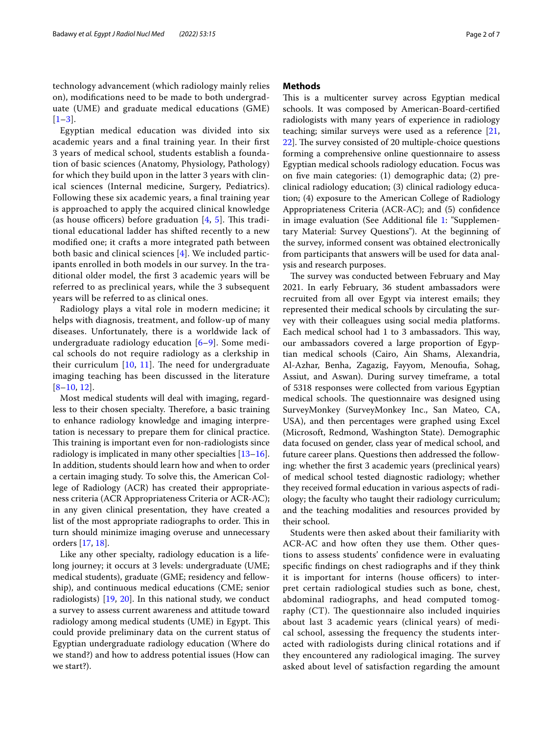technology advancement (which radiology mainly relies on), modifications need to be made to both undergraduate (UME) and graduate medical educations (GME) [1–3].

Egyptian medical education was divided into six academic years and a final training year. In their first 3 years of medical school, students establish a foundation of basic sciences (Anatomy, Physiology, Pathology) for which they build upon in the latter 3 years with clinical sciences (Internal medicine, Surgery, Pediatrics). Following these six academic years, a final training year is approached to apply the acquired clinical knowledge (as house officers) before graduation [4, 5]. This traditional educational ladder has shifted recently to a new modified one; it crafts a more integrated path between both basic and clinical sciences [4]. We included participants enrolled in both models in our survey. In the traditional older model, the first 3 academic years will be referred to as preclinical years, while the 3 subsequent years will be referred to as clinical ones.

Radiology plays a vital role in modern medicine; it helps with diagnosis, treatment, and follow-up of many diseases. Unfortunately, there is a worldwide lack of undergraduate radiology education [6–9]. Some medical schools do not require radiology as a clerkship in their curriculum [10, 11]. The need for undergraduate imaging teaching has been discussed in the literature [8–10, 12].

Most medical students will deal with imaging, regardless to their chosen specialty. Therefore, a basic training to enhance radiology knowledge and imaging interpretation is necessary to prepare them for clinical practice. This training is important even for non-radiologists since radiology is implicated in many other specialties [13–16]. In addition, students should learn how and when to order a certain imaging study. To solve this, the American College of Radiology (ACR) has created their appropriateness criteria (ACR Appropriateness Criteria or ACR-AC); in any given clinical presentation, they have created a list of the most appropriate radiographs to order. This in turn should minimize imaging overuse and unnecessary orders [17, 18].

Like any other specialty, radiology education is a lifelong journey; it occurs at 3 levels: undergraduate (UME; medical students), graduate (GME; residency and fellowship), and continuous medical educations (CME; senior radiologists) [19, 20]. In this national study, we conduct a survey to assess current awareness and attitude toward radiology among medical students (UME) in Egypt. This could provide preliminary data on the current status of Egyptian undergraduate radiology education (Where do we stand?) and how to address potential issues (How can we start?).

## Methods

This is a multicenter survey across Egyptian medical schools. It was composed by American-Board-certified radiologists with many years of experience in radiology teaching; similar surveys were used as a reference [21, 22]. The survey consisted of 20 multiple-choice questions forming a comprehensive online questionnaire to assess Egyptian medical schools radiology education. Focus was on five main categories: (1) demographic data; (2) preclinical radiology education; (3) clinical radiology education; (4) exposure to the American College of Radiology Appropriateness Criteria (ACR-AC); and (5) confidence in image evaluation (See Additional file 1: "Supplementary Material: Survey Questions"). At the beginning of the survey, informed consent was obtained electronically from participants that answers will be used for data analysis and research purposes.

The survey was conducted between February and May 2021. In early February, 36 student ambassadors were recruited from all over Egypt via interest emails; they represented their medical schools by circulating the survey with their colleagues using social media platforms. Each medical school had 1 to 3 ambassadors. This way, our ambassadors covered a large proportion of Egyptian medical schools (Cairo, Ain Shams, Alexandria, Al-Azhar, Benha, Zagazig, Fayyom, Menoufia, Sohag, Assiut, and Aswan). During survey timeframe, a total of 5318 responses were collected from various Egyptian medical schools. The questionnaire was designed using SurveyMonkey (SurveyMonkey Inc., San Mateo, CA, USA), and then percentages were graphed using Excel (Microsoft, Redmond, Washington State). Demographic data focused on gender, class year of medical school, and future career plans. Questions then addressed the following: whether the first 3 academic years (preclinical years) of medical school tested diagnostic radiology; whether they received formal education in various aspects of radiology; the faculty who taught their radiology curriculum; and the teaching modalities and resources provided by their school.

Students were then asked about their familiarity with ACR-AC and how often they use them. Other questions to assess students' confidence were in evaluating specific findings on chest radiographs and if they think it is important for interns (house officers) to interpret certain radiological studies such as bone, chest, abdominal radiographs, and head computed tomography (CT). The questionnaire also included inquiries about last 3 academic years (clinical years) of medical school, assessing the frequency the students interacted with radiologists during clinical rotations and if they encountered any radiological imaging. The survey asked about level of satisfaction regarding the amount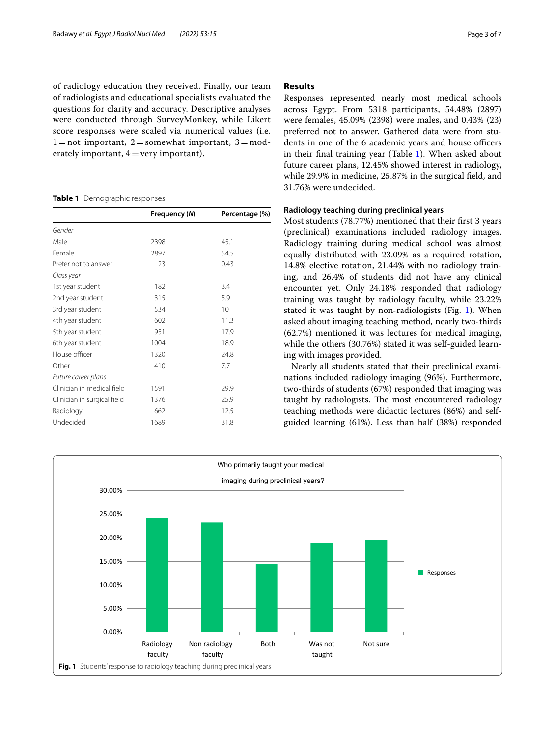of radiology education they received. Finally, our team of radiologists and educational specialists evaluated the questions for clarity and accuracy. Descriptive analyses were conducted through SurveyMonkey, while Likert score responses were scaled via numerical values (i.e. 1 = not important, 2 = somewhat important, 3 = moderately important, 4 = very important).

**Table 1** Demographic responses

| | Frequency (*N*) | Percentage (%) |
|---|---|---|
| *Gender* | | |
| Male | 2398 | 45.1 |
| Female | 2897 | 54.5 |
| Prefer not to answer | 23 | 0.43 |
| *Class year* | | |
| 1st year student | 182 | 3.4 |
| 2nd year student | 315 | 5.9 |
| 3rd year student | 534 | 10 |
| 4th year student | 602 | 11.3 |
| 5th year student | 951 | 17.9 |
| 6th year student | 1004 | 18.9 |
| House officer | 1320 | 24.8 |
| Other | 410 | 7.7 |
| *Future career plans* | | |
| Clinician in medical field | 1591 | 29.9 |
| Clinician in surgical field | 1376 | 25.9 |
| Radiology | 662 | 12.5 |
| Undecided | 1689 | 31.8 |

## Results

Responses represented nearly most medical schools across Egypt. From 5318 participants, 54.48% (2897) were females, 45.09% (2398) were males, and 0.43% (23) preferred not to answer. Gathered data were from students in one of the 6 academic years and house officers in their final training year (Table 1). When asked about future career plans, 12.45% showed interest in radiology, while 29.9% in medicine, 25.87% in the surgical field, and 31.76% were undecided.

### Radiology teaching during preclinical years

Most students (78.77%) mentioned that their first 3 years (preclinical) examinations included radiology images. Radiology training during medical school was almost equally distributed with 23.09% as a required rotation, 14.8% elective rotation, 21.44% with no radiology training, and 26.4% of students did not have any clinical encounter yet. Only 24.18% responded that radiology training was taught by radiology faculty, while 23.22% stated it was taught by non-radiologists (Fig. 1). When asked about imaging teaching method, nearly two-thirds (62.7%) mentioned it was lectures for medical imaging, while the others (30.76%) stated it was self-guided learning with images provided.

Nearly all students stated that their preclinical examinations included radiology imaging (96%). Furthermore, two-thirds of students (67%) responded that imaging was taught by radiologists. The most encountered radiology teaching methods were didactic lectures (86%) and self-guided learning (61%). Less than half (38%) responded

**Fig. 1** Students' response to radiology teaching during preclinical years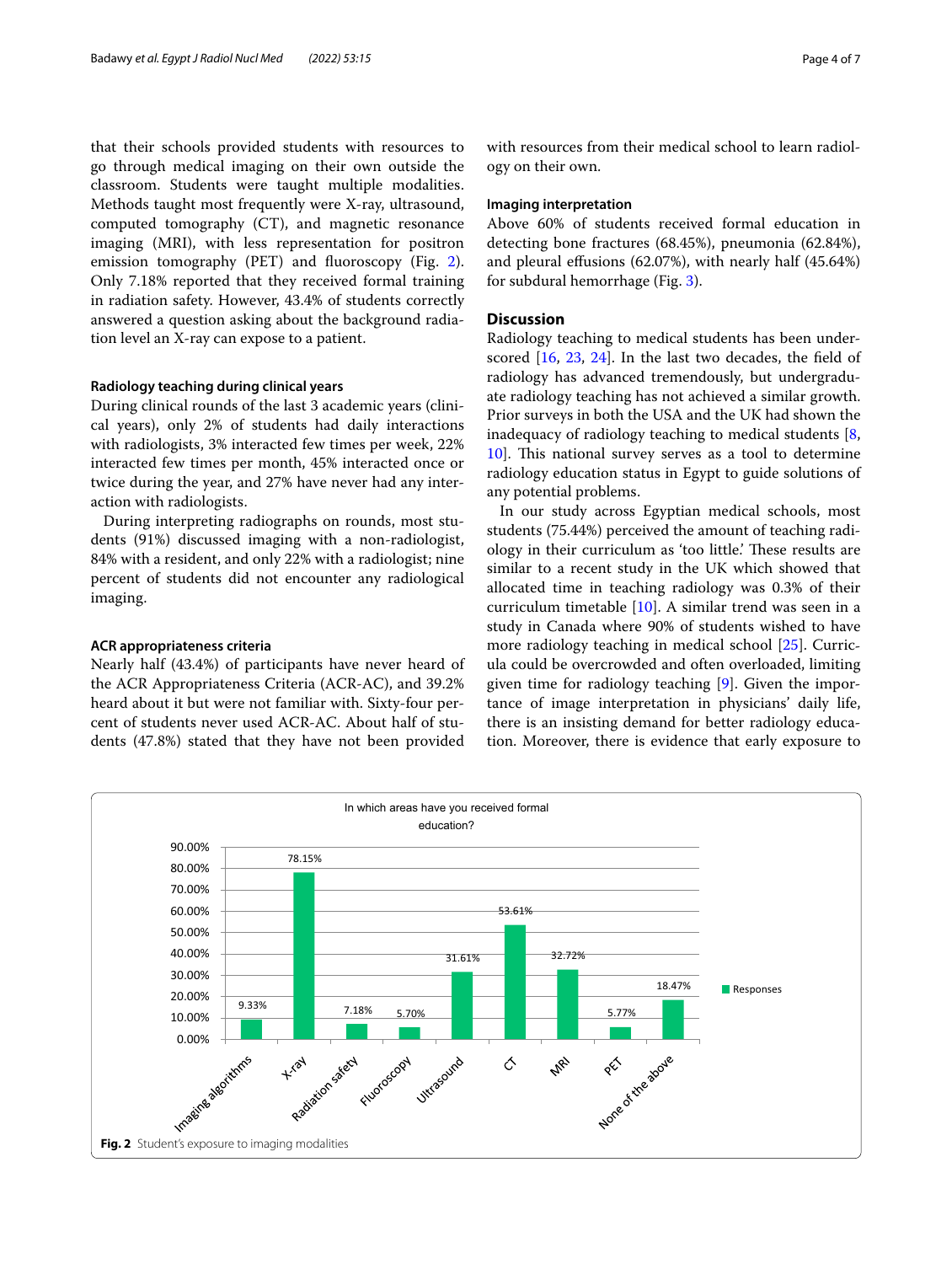that their schools provided students with resources to go through medical imaging on their own outside the classroom. Students were taught multiple modalities. Methods taught most frequently were X-ray, ultrasound, computed tomography (CT), and magnetic resonance imaging (MRI), with less representation for positron emission tomography (PET) and fluoroscopy (Fig. 2). Only 7.18% reported that they received formal training in radiation safety. However, 43.4% of students correctly answered a question asking about the background radiation level an X-ray can expose to a patient.

### Radiology teaching during clinical years

During clinical rounds of the last 3 academic years (clinical years), only 2% of students had daily interactions with radiologists, 3% interacted few times per week, 22% interacted few times per month, 45% interacted once or twice during the year, and 27% have never had any interaction with radiologists.

During interpreting radiographs on rounds, most students (91%) discussed imaging with a non-radiologist, 84% with a resident, and only 22% with a radiologist; nine percent of students did not encounter any radiological imaging.

### ACR appropriateness criteria

Nearly half (43.4%) of participants have never heard of the ACR Appropriateness Criteria (ACR-AC), and 39.2% heard about it but were not familiar with. Sixty-four percent of students never used ACR-AC. About half of students (47.8%) stated that they have not been provided with resources from their medical school to learn radiology on their own.

### Imaging interpretation

Above 60% of students received formal education in detecting bone fractures (68.45%), pneumonia (62.84%), and pleural effusions (62.07%), with nearly half (45.64%) for subdural hemorrhage (Fig. 3).

## Discussion

Radiology teaching to medical students has been underscored [16, 23, 24]. In the last two decades, the field of radiology has advanced tremendously, but undergraduate radiology teaching has not achieved a similar growth. Prior surveys in both the USA and the UK had shown the inadequacy of radiology teaching to medical students [8, 10]. This national survey serves as a tool to determine radiology education status in Egypt to guide solutions of any potential problems.

In our study across Egyptian medical schools, most students (75.44%) perceived the amount of teaching radiology in their curriculum as 'too little.' These results are similar to a recent study in the UK which showed that allocated time in teaching radiology was 0.3% of their curriculum timetable [10]. A similar trend was seen in a study in Canada where 90% of students wished to have more radiology teaching in medical school [25]. Curricula could be overcrowded and often overloaded, limiting given time for radiology teaching [9]. Given the importance of image interpretation in physicians' daily life, there is an insisting demand for better radiology education. Moreover, there is evidence that early exposure to

In which areas have you received formal education?

| Area | Responses |
|---|---|
| Imaging algorithms | 9.33% |
| X-ray | 78.15% |
| Radiation safety | 7.18% |
| Fluoroscopy | 5.70% |
| Ultrasound | 31.61% |
| CT | 53.61% |
| MRI | 32.72% |
| PET | 5.77% |
| None of the above | 18.47% |

**Fig. 2** Student's exposure to imaging modalities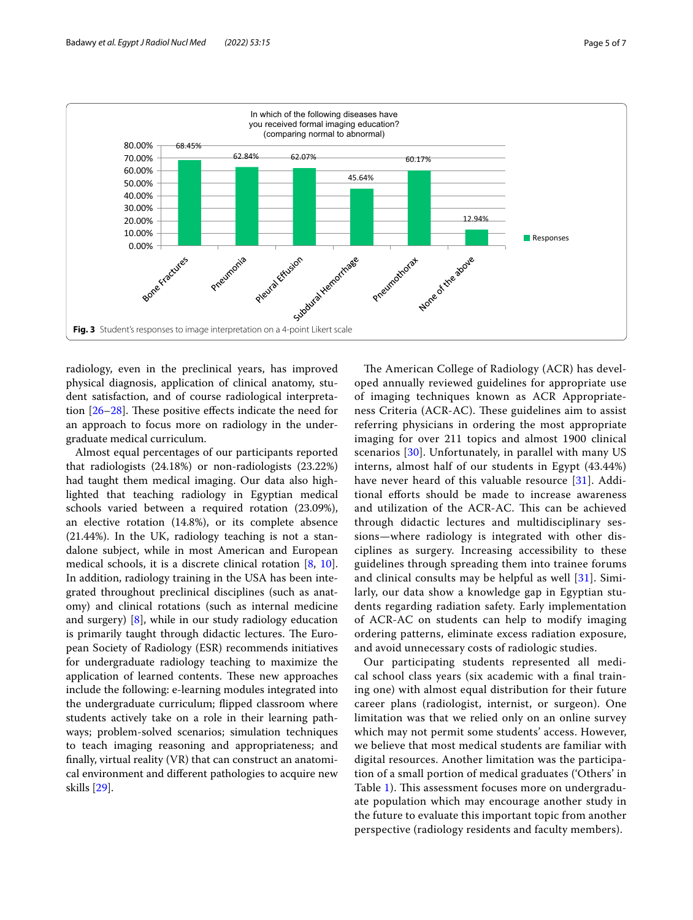In which of the following diseases have you received formal imaging education? (comparing normal to abnormal)

| | Responses |
|---|---|
| Bone Fractures | 68.45% |
| Pneumonia | 62.84% |
| Pleural Effusion | 62.07% |
| Subdural Hemorrhage | 45.64% |
| Pneumothorax | 60.17% |
| None of the above | 12.94% |

**Fig. 3** Student's responses to image interpretation on a 4-point Likert scale

radiology, even in the preclinical years, has improved physical diagnosis, application of clinical anatomy, student satisfaction, and of course radiological interpretation [26–28]. These positive effects indicate the need for an approach to focus more on radiology in the undergraduate medical curriculum.

Almost equal percentages of our participants reported that radiologists (24.18%) or non-radiologists (23.22%) had taught them medical imaging. Our data also highlighted that teaching radiology in Egyptian medical schools varied between a required rotation (23.09%), an elective rotation (14.8%), or its complete absence (21.44%). In the UK, radiology teaching is not a standalone subject, while in most American and European medical schools, it is a discrete clinical rotation [8, 10]. In addition, radiology training in the USA has been integrated throughout preclinical disciplines (such as anatomy) and clinical rotations (such as internal medicine and surgery) [8], while in our study radiology education is primarily taught through didactic lectures. The European Society of Radiology (ESR) recommends initiatives for undergraduate radiology teaching to maximize the application of learned contents. These new approaches include the following: e-learning modules integrated into the undergraduate curriculum; flipped classroom where students actively take on a role in their learning pathways; problem-solved scenarios; simulation techniques to teach imaging reasoning and appropriateness; and finally, virtual reality (VR) that can construct an anatomical environment and different pathologies to acquire new skills [29].

The American College of Radiology (ACR) has developed annually reviewed guidelines for appropriate use of imaging techniques known as ACR Appropriateness Criteria (ACR-AC). These guidelines aim to assist referring physicians in ordering the most appropriate imaging for over 211 topics and almost 1900 clinical scenarios [30]. Unfortunately, in parallel with many US interns, almost half of our students in Egypt (43.44%) have never heard of this valuable resource [31]. Additional efforts should be made to increase awareness and utilization of the ACR-AC. This can be achieved through didactic lectures and multidisciplinary sessions—where radiology is integrated with other disciplines as surgery. Increasing accessibility to these guidelines through spreading them into trainee forums and clinical consults may be helpful as well [31]. Similarly, our data show a knowledge gap in Egyptian students regarding radiation safety. Early implementation of ACR-AC on students can help to modify imaging ordering patterns, eliminate excess radiation exposure, and avoid unnecessary costs of radiologic studies.

Our participating students represented all medical school class years (six academic with a final training one) with almost equal distribution for their future career plans (radiologist, internist, or surgeon). One limitation was that we relied only on an online survey which may not permit some students' access. However, we believe that most medical students are familiar with digital resources. Another limitation was the participation of a small portion of medical graduates ('Others' in Table 1). This assessment focuses more on undergraduate population which may encourage another study in the future to evaluate this important topic from another perspective (radiology residents and faculty members).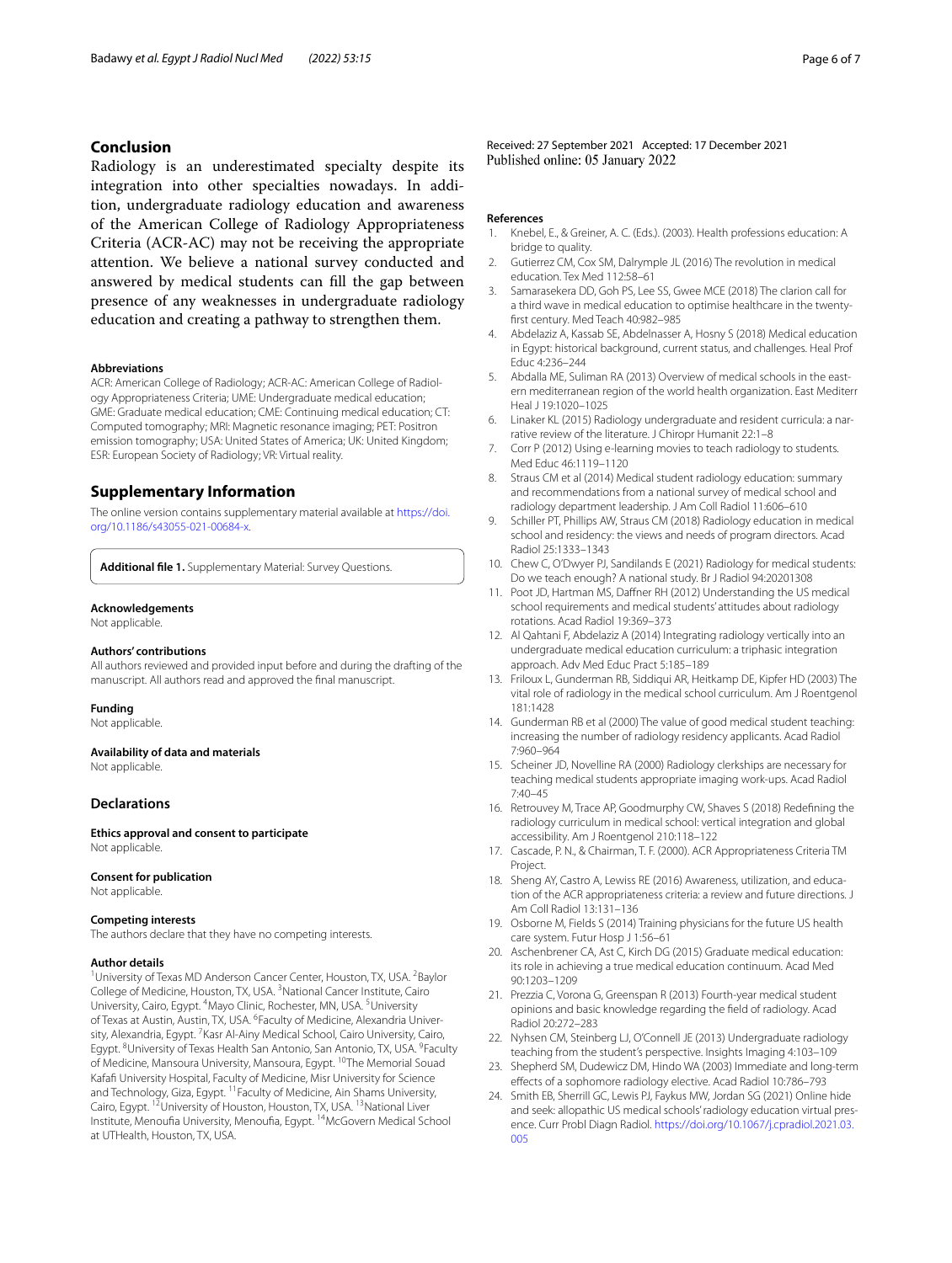## Conclusion

Radiology is an underestimated specialty despite its integration into other specialties nowadays. In addition, undergraduate radiology education and awareness of the American College of Radiology Appropriateness Criteria (ACR-AC) may not be receiving the appropriate attention. We believe a national survey conducted and answered by medical students can fill the gap between presence of any weaknesses in undergraduate radiology education and creating a pathway to strengthen them.

#### Abbreviations

ACR: American College of Radiology; ACR-AC: American College of Radiology Appropriateness Criteria; UME: Undergraduate medical education; GME: Graduate medical education; CME: Continuing medical education; CT: Computed tomography; MRI: Magnetic resonance imaging; PET: Positron emission tomography; USA: United States of America; UK: United Kingdom; ESR: European Society of Radiology; VR: Virtual reality.

## Supplementary Information

The online version contains supplementary material available at https://doi.org/10.1186/s43055-021-00684-x.

**Additional file 1.** Supplementary Material: Survey Questions.

#### Acknowledgements

Not applicable.

#### Authors' contributions

All authors reviewed and provided input before and during the drafting of the manuscript. All authors read and approved the final manuscript.

#### Funding

Not applicable.

#### Availability of data and materials

Not applicable.

## Declarations

#### Ethics approval and consent to participate

Not applicable.

#### Consent for publication

Not applicable.

#### Competing interests

The authors declare that they have no competing interests.

#### Author details

[1]University of Texas MD Anderson Cancer Center, Houston, TX, USA. [2]Baylor College of Medicine, Houston, TX, USA. [3]National Cancer Institute, Cairo University, Cairo, Egypt. [4]Mayo Clinic, Rochester, MN, USA. [5]University of Texas at Austin, Austin, TX, USA. [6]Faculty of Medicine, Alexandria University, Alexandria, Egypt. [7]Kasr Al-Ainy Medical School, Cairo University, Cairo, Egypt. [8]University of Texas Health San Antonio, San Antonio, TX, USA. [9]Faculty of Medicine, Mansoura University, Mansoura, Egypt. [10]The Memorial Souad Kafafi University Hospital, Faculty of Medicine, Misr University for Science and Technology, Giza, Egypt. [11]Faculty of Medicine, Ain Shams University, Cairo, Egypt. [12]University of Houston, Houston, TX, USA. [13]National Liver Institute, Menoufia University, Menoufia, Egypt. [14]McGovern Medical School at UTHealth, Houston, TX, USA.

Received: 27 September 2021 Accepted: 17 December 2021
Published online: 05 January 2022

#### References

1. Knebel, E., & Greiner, A. C. (Eds.). (2003). Health professions education: A bridge to quality.
2. Gutierrez CM, Cox SM, Dalrymple JL (2016) The revolution in medical education. Tex Med 112:58–61
3. Samarasekera DD, Goh PS, Lee SS, Gwee MCE (2018) The clarion call for a third wave in medical education to optimise healthcare in the twenty-first century. Med Teach 40:982–985
4. Abdelaziz A, Kassab SE, Abdelnasser A, Hosny S (2018) Medical education in Egypt: historical background, current status, and challenges. Heal Prof Educ 4:236–244
5. Abdalla ME, Suliman RA (2013) Overview of medical schools in the eastern mediterranean region of the world health organization. East Mediterr Heal J 19:1020–1025
6. Linaker KL (2015) Radiology undergraduate and resident curricula: a narrative review of the literature. J Chiropr Humanit 22:1–8
7. Corr P (2012) Using e-learning movies to teach radiology to students. Med Educ 46:1119–1120
8. Straus CM et al (2014) Medical student radiology education: summary and recommendations from a national survey of medical school and radiology department leadership. J Am Coll Radiol 11:606–610
9. Schiller PT, Phillips AW, Straus CM (2018) Radiology education in medical school and residency: the views and needs of program directors. Acad Radiol 25:1333–1343
10. Chew C, O'Dwyer PJ, Sandilands E (2021) Radiology for medical students: Do we teach enough? A national study. Br J Radiol 94:20201308
11. Poot JD, Hartman MS, Daffner RH (2012) Understanding the US medical school requirements and medical students' attitudes about radiology rotations. Acad Radiol 19:369–373
12. Al Qahtani F, Abdelaziz A (2014) Integrating radiology vertically into an undergraduate medical education curriculum: a triphasic integration approach. Adv Med Educ Pract 5:185–189
13. Friloux L, Gunderman RB, Siddiqui AR, Heitkamp DE, Kipfer HD (2003) The vital role of radiology in the medical school curriculum. Am J Roentgenol 181:1428
14. Gunderman RB et al (2000) The value of good medical student teaching: increasing the number of radiology residency applicants. Acad Radiol 7:960–964
15. Scheiner JD, Novelline RA (2000) Radiology clerkships are necessary for teaching medical students appropriate imaging work-ups. Acad Radiol 7:40–45
16. Retrouvey M, Trace AP, Goodmurphy CW, Shaves S (2018) Redefining the radiology curriculum in medical school: vertical integration and global accessibility. Am J Roentgenol 210:118–122
17. Cascade, P. N., & Chairman, T. F. (2000). ACR Appropriateness Criteria TM Project.
18. Sheng AY, Castro A, Lewiss RE (2016) Awareness, utilization, and education of the ACR appropriateness criteria: a review and future directions. J Am Coll Radiol 13:131–136
19. Osborne M, Fields S (2014) Training physicians for the future US health care system. Futur Hosp J 1:56–61
20. Aschenbrener CA, Ast C, Kirch DG (2015) Graduate medical education: its role in achieving a true medical education continuum. Acad Med 90:1203–1209
21. Prezzia C, Vorona G, Greenspan R (2013) Fourth-year medical student opinions and basic knowledge regarding the field of radiology. Acad Radiol 20:272–283
22. Nyhsen CM, Steinberg LJ, O'Connell JE (2013) Undergraduate radiology teaching from the student's perspective. Insights Imaging 4:103–109
23. Shepherd SM, Dudewicz DM, Hindo WA (2003) Immediate and long-term effects of a sophomore radiology elective. Acad Radiol 10:786–793
24. Smith EB, Sherrill GC, Lewis PJ, Faykus MW, Jordan SG (2021) Online hide and seek: allopathic US medical schools' radiology education virtual presence. Curr Probl Diagn Radiol. https://doi.org/10.1067/j.cpradiol.2021.03.005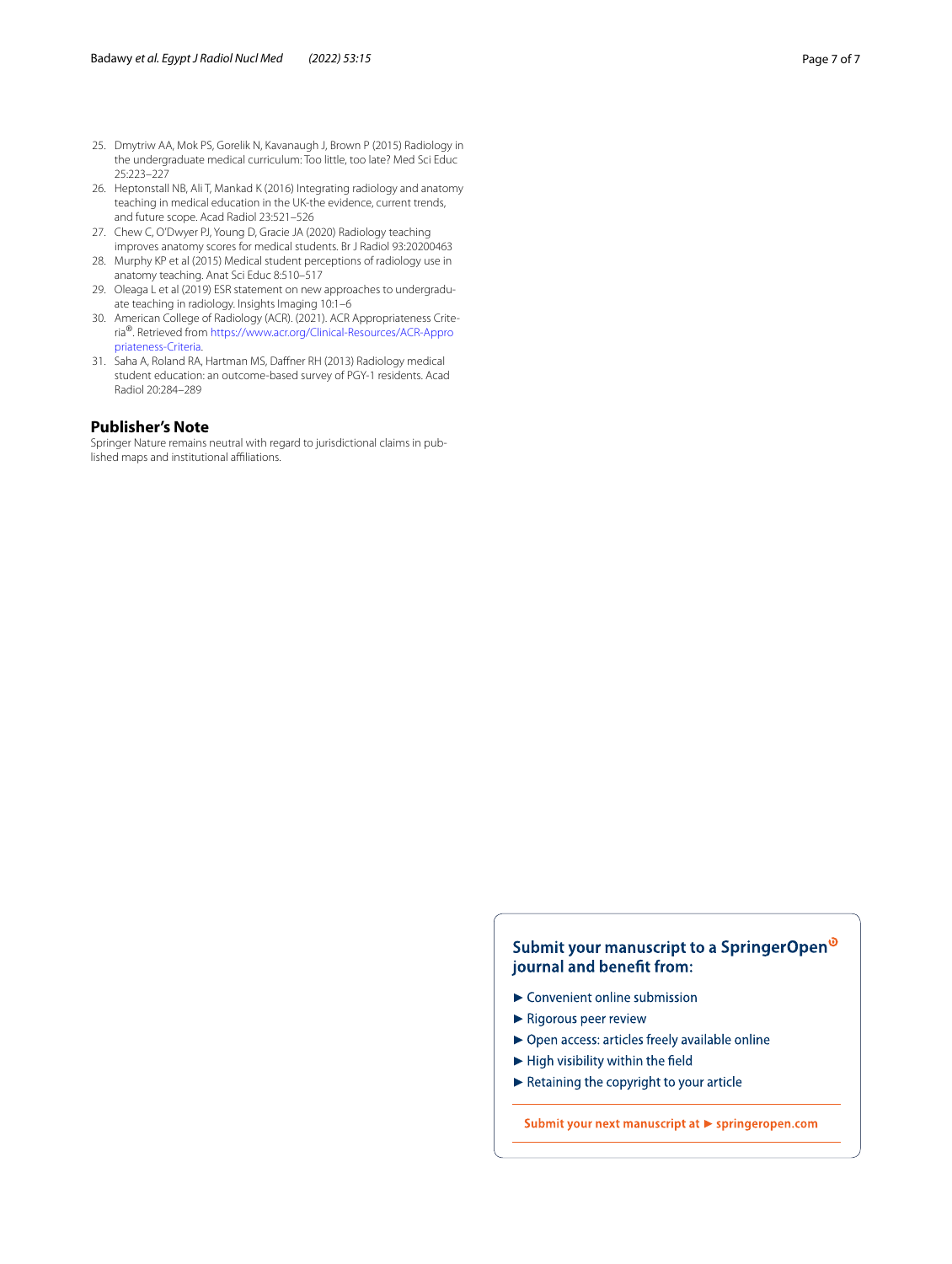25. Dmytriw AA, Mok PS, Gorelik N, Kavanaugh J, Brown P (2015) Radiology in the undergraduate medical curriculum: Too little, too late? Med Sci Educ 25:223–227
26. Heptonstall NB, Ali T, Mankad K (2016) Integrating radiology and anatomy teaching in medical education in the UK-the evidence, current trends, and future scope. Acad Radiol 23:521–526
27. Chew C, O'Dwyer PJ, Young D, Gracie JA (2020) Radiology teaching improves anatomy scores for medical students. Br J Radiol 93:20200463
28. Murphy KP et al (2015) Medical student perceptions of radiology use in anatomy teaching. Anat Sci Educ 8:510–517
29. Oleaga L et al (2019) ESR statement on new approaches to undergraduate teaching in radiology. Insights Imaging 10:1–6
30. American College of Radiology (ACR). (2021). ACR Appropriateness Criteria®. Retrieved from https://www.acr.org/Clinical-Resources/ACR-Appropriateness-Criteria.
31. Saha A, Roland RA, Hartman MS, Daffner RH (2013) Radiology medical student education: an outcome-based survey of PGY-1 residents. Acad Radiol 20:284–289

## Publisher's Note

Springer Nature remains neutral with regard to jurisdictional claims in published maps and institutional affiliations.

**Submit your manuscript to a SpringerOpen journal and benefit from:**

- ► Convenient online submission
- ► Rigorous peer review
- ► Open access: articles freely available online
- ► High visibility within the field
- ► Retaining the copyright to your article

**Submit your next manuscript at ► springeropen.com**